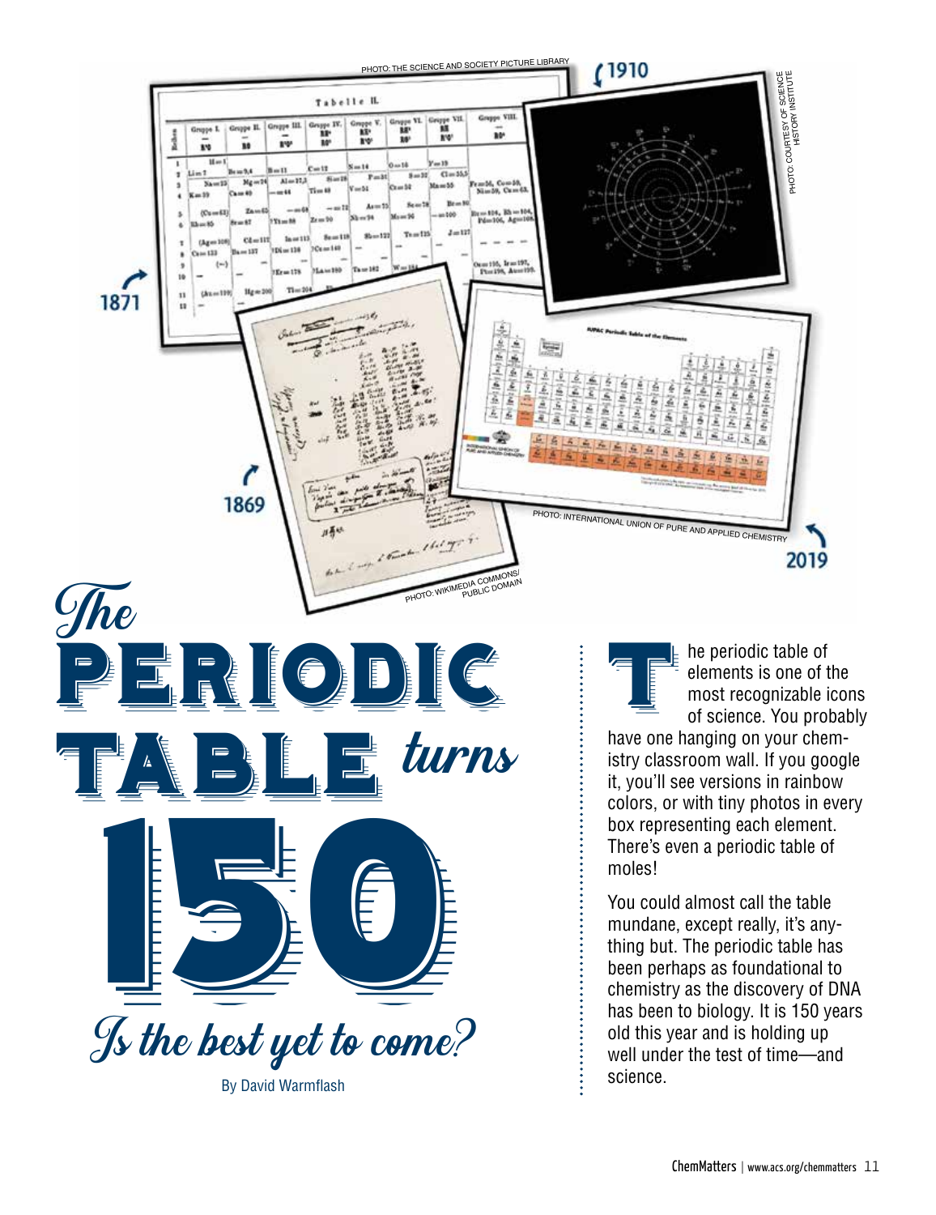# The Periodic Table turns 150

## Is the best yet to come?

By David Warmflash

The periodic table of elements is one of the most recognizable icons of science. You probably have one hanging on your chemistry classroom wall. If you google it, you'll see versions in rainbow colors, or with tiny photos in every box representing each element. There's even a periodic table of moles!

You could almost call the table mundane, except really, it's anything but. The periodic table has been perhaps as foundational to chemistry as the discovery of DNA has been to biology. It is 150 years old this year and is holding up well under the test of time—and science.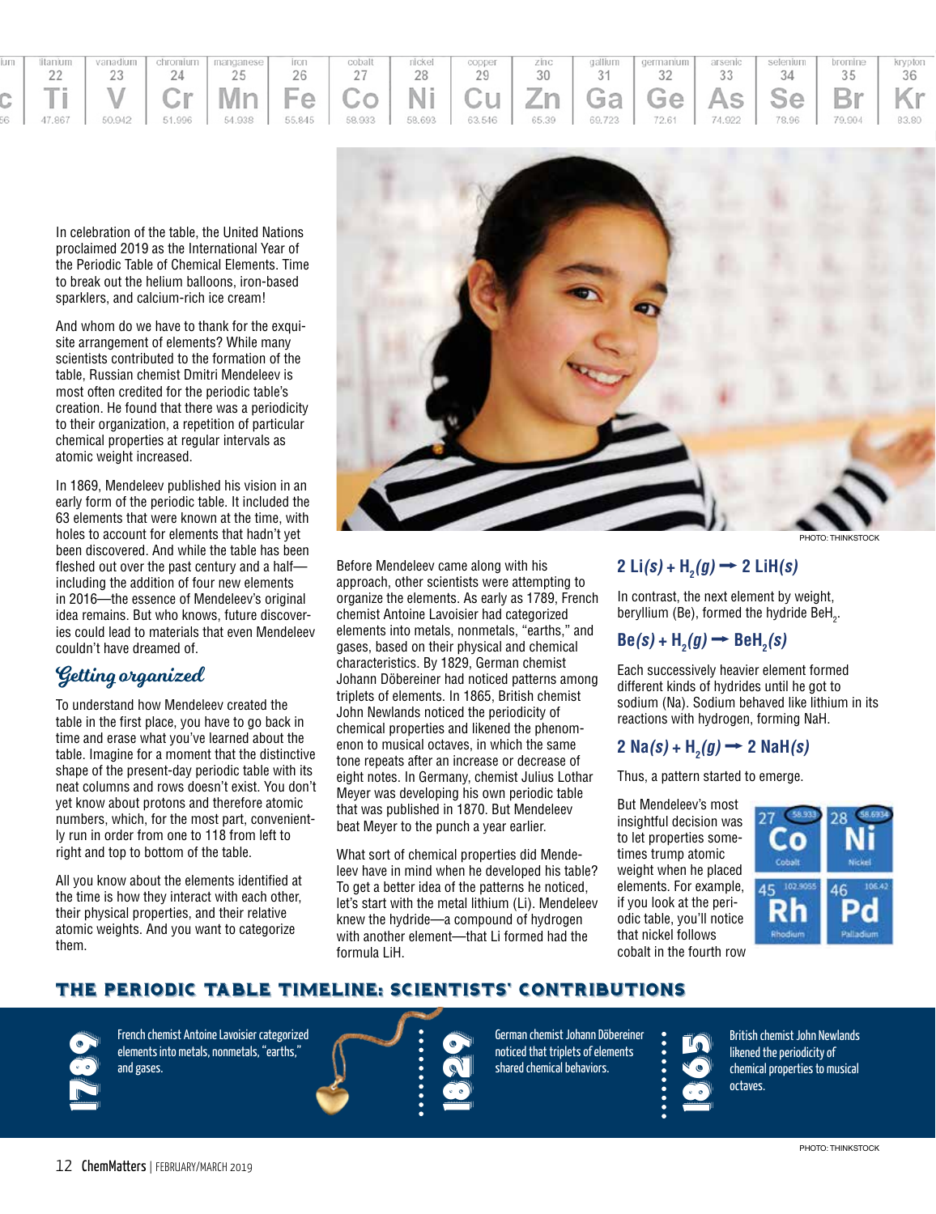In celebration of the table, the United Nations proclaimed 2019 as the International Year of the Periodic Table of Chemical Elements. Time to break out the helium balloons, iron-based sparklers, and calcium-rich ice cream!

And whom do we have to thank for the exquisite arrangement of elements? While many scientists contributed to the formation of the table, Russian chemist Dmitri Mendeleev is most often credited for the periodic table's creation. He found that there was a periodicity to their organization, a repetition of particular chemical properties at regular intervals as atomic weight increased.

In 1869, Mendeleev published his vision in an early form of the periodic table. It included the 63 elements that were known at the time, with holes to account for elements that hadn't yet been discovered. And while the table has been fleshed out over the past century and a half—including the addition of four new elements in 2016—the essence of Mendeleev's original idea remains. But who knows, future discoveries could lead to materials that even Mendeleev couldn't have dreamed of.

## Getting organized

To understand how Mendeleev created the table in the first place, you have to go back in time and erase what you've learned about the table. Imagine for a moment that the distinctive shape of the present-day periodic table with its neat columns and rows doesn't exist. You don't yet know about protons and therefore atomic numbers, which, for the most part, conveniently run in order from one to 118 from left to right and top to bottom of the table.

All you know about the elements identified at the time is how they interact with each other, their physical properties, and their relative atomic weights. And you want to categorize them.

Before Mendeleev came along with his approach, other scientists were attempting to organize the elements. As early as 1789, French chemist Antoine Lavoisier had categorized elements into metals, nonmetals, "earths," and gases, based on their physical and chemical characteristics. By 1829, German chemist Johann Döbereiner had noticed patterns among triplets of elements. In 1865, British chemist John Newlands noticed the periodicity of chemical properties and likened the phenomenon to musical octaves, in which the same tone repeats after an increase or decrease of eight notes. In Germany, chemist Julius Lothar Meyer was developing his own periodic table that was published in 1870. But Mendeleev beat Meyer to the punch a year earlier.

What sort of chemical properties did Mendeleev have in mind when he developed his table? To get a better idea of the patterns he noticed, let's start with the metal lithium (Li). Mendeleev knew the hydride—a compound of hydrogen with another element—that Li formed had the formula LiH.

$$2\ Li(s) + H_2(g) \rightarrow 2\ LiH(s)$$

In contrast, the next element by weight, beryllium (Be), formed the hydride $BeH_2$.

$$Be(s) + H_2(g) \rightarrow BeH_2(s)$$

Each successively heavier element formed different kinds of hydrides until he got to sodium (Na). Sodium behaved like lithium in its reactions with hydrogen, forming NaH.

$$2\ Na(s) + H_2(g) \rightarrow 2\ NaH(s)$$

Thus, a pattern started to emerge.

But Mendeleev's most insightful decision was to let properties sometimes trump atomic weight when he placed elements. For example, if you look at the periodic table, you'll notice that nickel follows cobalt in the fourth row

PHOTO: THINKSTOCK

## THE PERIODIC TABLE TIMELINE: SCIENTISTS' CONTRIBUTIONS

**1789** French chemist Antoine Lavoisier categorized elements into metals, nonmetals, "earths," and gases.

**1829** German chemist Johann Döbereiner noticed that triplets of elements shared chemical behaviors.

**1865** British chemist John Newlands likened the periodicity of chemical properties to musical octaves.

PHOTO: THINKSTOCK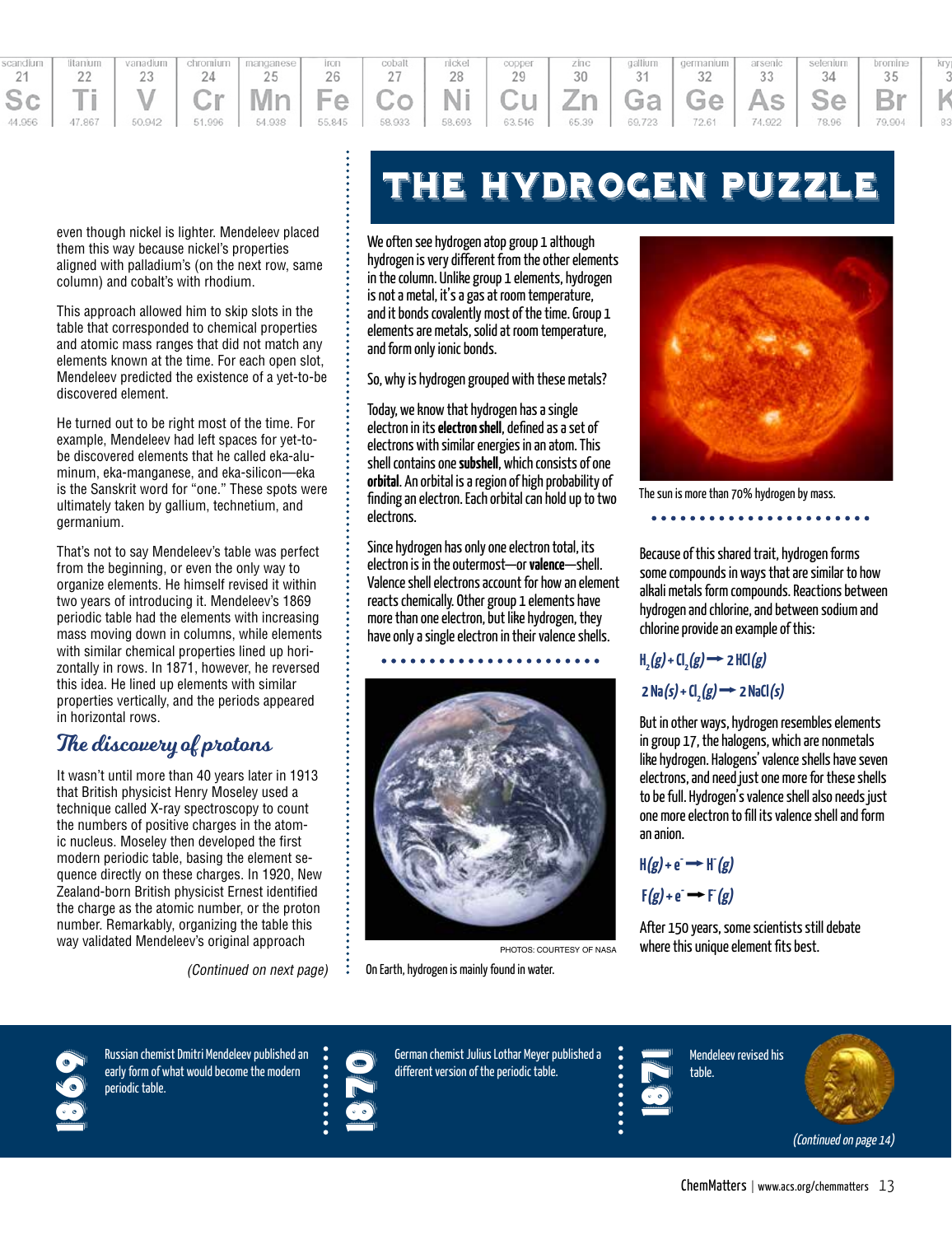even though nickel is lighter. Mendeleev placed them this way because nickel's properties aligned with palladium's (on the next row, same column) and cobalt's with rhodium.

This approach allowed him to skip slots in the table that corresponded to chemical properties and atomic mass ranges that did not match any elements known at the time. For each open slot, Mendeleev predicted the existence of a yet-to-be discovered element.

He turned out to be right most of the time. For example, Mendeleev had left spaces for yet-to-be discovered elements that he called eka-aluminum, eka-manganese, and eka-silicon—eka is the Sanskrit word for "one." These spots were ultimately taken by gallium, technetium, and germanium.

That's not to say Mendeleev's table was perfect from the beginning, or even the only way to organize elements. He himself revised it within two years of introducing it. Mendeleev's 1869 periodic table had the elements with increasing mass moving down in columns, while elements with similar chemical properties lined up horizontally in rows. In 1871, however, he reversed this idea. He lined up elements with similar properties vertically, and the periods appeared in horizontal rows.

## The discovery of protons

It wasn't until more than 40 years later in 1913 that British physicist Henry Moseley used a technique called X-ray spectroscopy to count the numbers of positive charges in the atomic nucleus. Moseley then developed the first modern periodic table, basing the element sequence directly on these charges. In 1920, New Zealand-born British physicist Ernest identified the charge as the atomic number, or the proton number. Remarkably, organizing the table this way validated Mendeleev's original approach

*(Continued on next page)*

# THE HYDROGEN PUZZLE

We often see hydrogen atop group 1 although hydrogen is very different from the other elements in the column. Unlike group 1 elements, hydrogen is not a metal, it's a gas at room temperature, and it bonds covalently most of the time. Group 1 elements are metals, solid at room temperature, and form only ionic bonds.

So, why is hydrogen grouped with these metals?

Today, we know that hydrogen has a single electron in its **electron shell**, defined as a set of electrons with similar energies in an atom. This shell contains one **subshell**, which consists of one **orbital**. An orbital is a region of high probability of finding an electron. Each orbital can hold up to two electrons.

Since hydrogen has only one electron total, its electron is in the outermost—or **valence**—shell. Valence shell electrons account for how an element reacts chemically. Other group 1 elements have more than one electron, but like hydrogen, they have only a single electron in their valence shells.

PHOTOS: COURTESY OF NASA

On Earth, hydrogen is mainly found in water.

The sun is more than 70% hydrogen by mass.

Because of this shared trait, hydrogen forms some compounds in ways that are similar to how alkali metals form compounds. Reactions between hydrogen and chlorine, and between sodium and chlorine provide an example of this:

$$H_2(g) + Cl_2(g) \rightarrow 2\,HCl(g)$$

$$2\,Na(s) + Cl_2(g) \rightarrow 2\,NaCl(s)$$

But in other ways, hydrogen resembles elements in group 17, the halogens, which are nonmetals like hydrogen. Halogens' valence shells have seven electrons, and need just one more for these shells to be full. Hydrogen's valence shell also needs just one more electron to fill its valence shell and form an anion.

$$H(g) + e^- \rightarrow H^-(g)$$

$$F(g) + e^- \rightarrow F^-(g)$$

After 150 years, some scientists still debate where this unique element fits best.

**1869** Russian chemist Dmitri Mendeleev published an early form of what would become the modern periodic table.

**1870** German chemist Julius Lothar Meyer published a different version of the periodic table.

**1871** Mendeleev revised his table.

*(Continued on page 14)*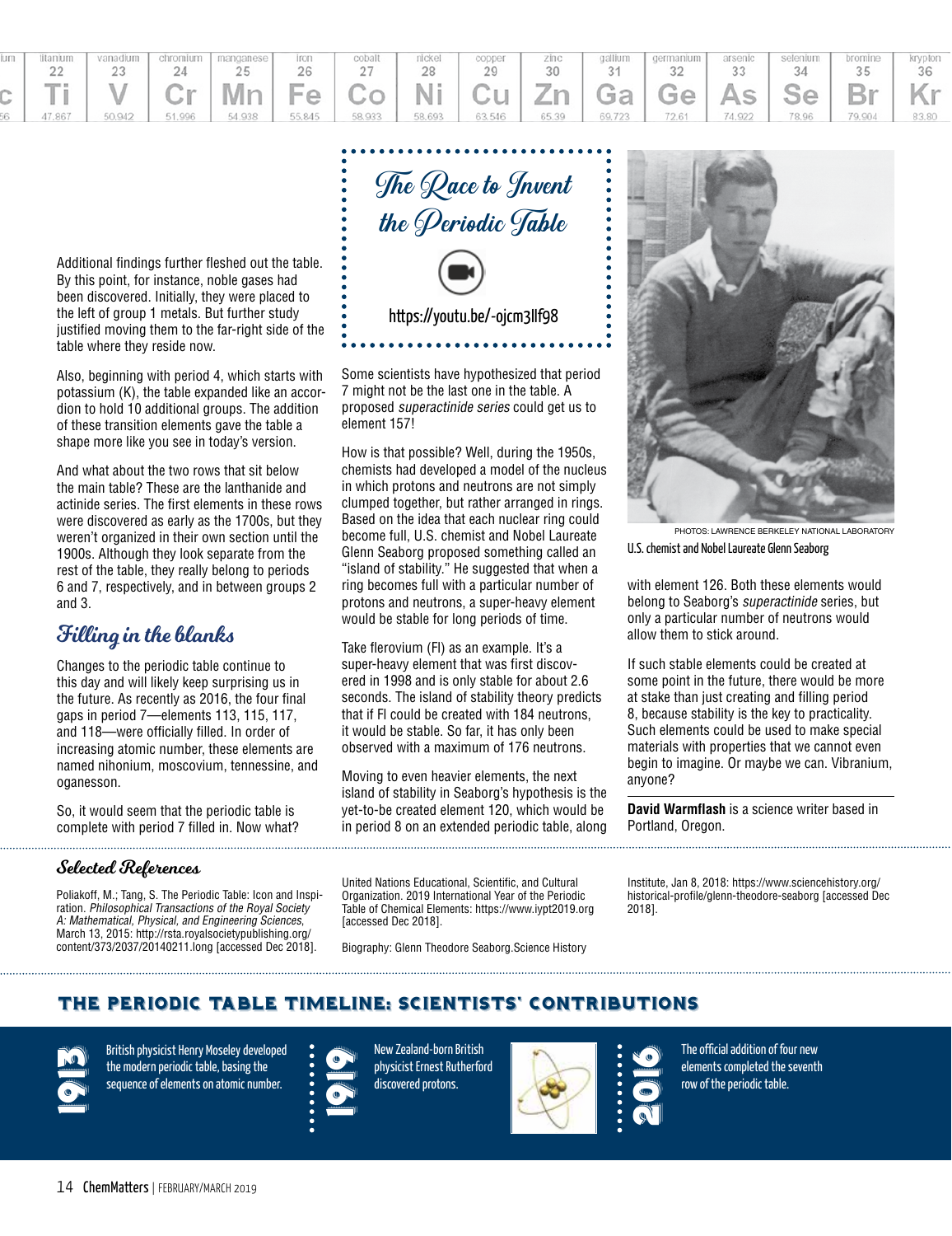Additional findings further fleshed out the table. By this point, for instance, noble gases had been discovered. Initially, they were placed to the left of group 1 metals. But further study justified moving them to the far-right side of the table where they reside now.

Also, beginning with period 4, which starts with potassium (K), the table expanded like an accordion to hold 10 additional groups. The addition of these transition elements gave the table a shape more like you see in today's version.

And what about the two rows that sit below the main table? These are the lanthanide and actinide series. The first elements in these rows were discovered as early as the 1700s, but they weren't organized in their own section until the 1900s. Although they look separate from the rest of the table, they really belong to periods 6 and 7, respectively, and in between groups 2 and 3.

## Filling in the blanks

Changes to the periodic table continue to this day and will likely keep surprising us in the future. As recently as 2016, the four final gaps in period 7—elements 113, 115, 117, and 118—were officially filled. In order of increasing atomic number, these elements are named nihonium, moscovium, tennessine, and oganesson.

So, it would seem that the periodic table is complete with period 7 filled in. Now what?

**The Race to Invent the Periodic Table**

https://youtu.be/-ojcm3llf98

Some scientists have hypothesized that period 7 might not be the last one in the table. A proposed *superactinide series* could get us to element 157!

How is that possible? Well, during the 1950s, chemists had developed a model of the nucleus in which protons and neutrons are not simply clumped together, but rather arranged in rings. Based on the idea that each nuclear ring could become full, U.S. chemist and Nobel Laureate Glenn Seaborg proposed something called an "island of stability." He suggested that when a ring becomes full with a particular number of protons and neutrons, a super-heavy element would be stable for long periods of time.

Take flerovium (Fl) as an example. It's a super-heavy element that was first discovered in 1998 and is only stable for about 2.6 seconds. The island of stability theory predicts that if Fl could be created with 184 neutrons, it would be stable. So far, it has only been observed with a maximum of 176 neutrons.

Moving to even heavier elements, the next island of stability in Seaborg's hypothesis is the yet-to-be created element 120, which would be in period 8 on an extended periodic table, along with element 126. Both these elements would belong to Seaborg's *superactinide* series, but only a particular number of neutrons would allow them to stick around.

PHOTOS: LAWRENCE BERKELEY NATIONAL LABORATORY

U.S. chemist and Nobel Laureate Glenn Seaborg

If such stable elements could be created at some point in the future, there would be more at stake than just creating and filling period 8, because stability is the key to practicality. Such elements could be used to make special materials with properties that we cannot even begin to imagine. Or maybe we can. Vibranium, anyone?

**David Warmflash** is a science writer based in Portland, Oregon.

### Selected References

Poliakoff, M.; Tang, S. The Periodic Table: Icon and Inspiration. *Philosophical Transactions of the Royal Society A: Mathematical, Physical, and Engineering Sciences,* March 13, 2015: http://rsta.royalsocietypublishing.org/content/373/2037/20140211.long [accessed Dec 2018].

United Nations Educational, Scientific, and Cultural Organization. 2019 International Year of the Periodic Table of Chemical Elements: https://www.iypt2019.org [accessed Dec 2018].

Biography: Glenn Theodore Seaborg.Science History Institute, Jan 8, 2018: https://www.sciencehistory.org/historical-profile/glenn-theodore-seaborg [accessed Dec 2018].

## THE PERIODIC TABLE TIMELINE: SCIENTISTS' CONTRIBUTIONS

**1913** British physicist Henry Moseley developed the modern periodic table, basing the sequence of elements on atomic number.

**1919** New Zealand-born British physicist Ernest Rutherford discovered protons.

**2016** The official addition of four new elements completed the seventh row of the periodic table.